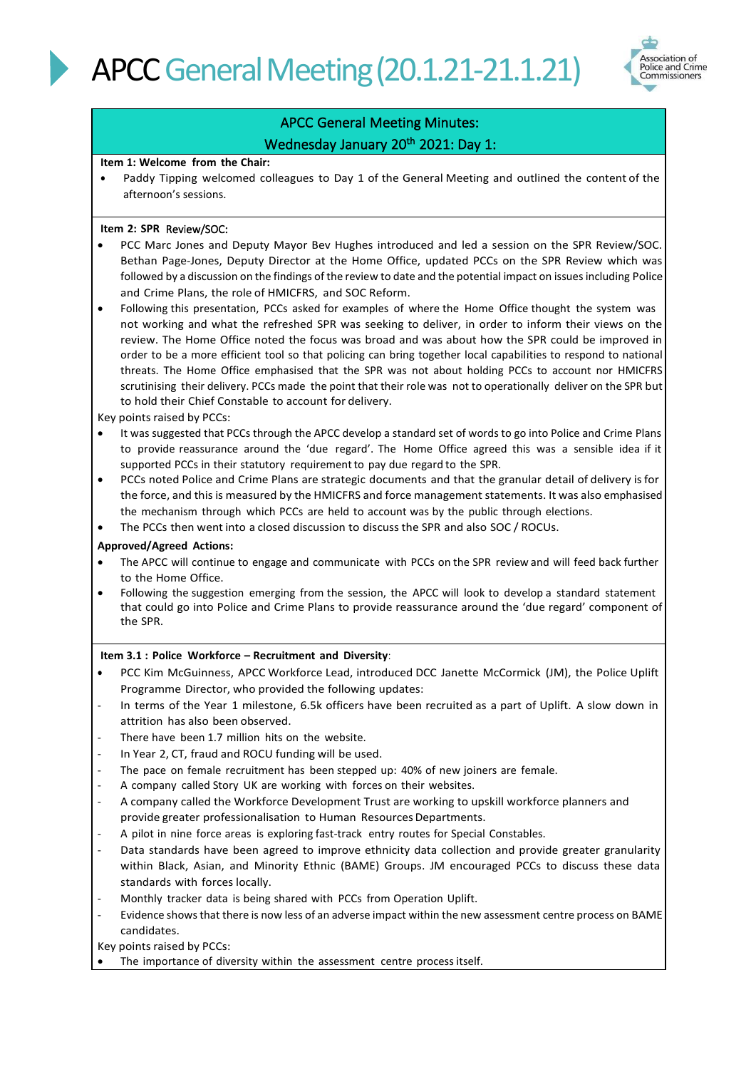# APCC General Meeting (20.1.21-21.1.21)

## APCC General Meeting Minutes: Wednesday January 20th 2021: Day 1:

**Item 1: Welcome from the Chair:**

- Paddy Tipping welcomed colleagues to Day 1 of the General Meeting and outlined the content of the afternoon's sessions.

**Item 2: SPR Review/SOC:**

- PCC Marc Jones and Deputy Mayor Bev Hughes introduced and led a session on the SPR Review/SOC. Bethan Page-Jones, Deputy Director at the Home Office, updated PCCs on the SPR Review which was followed by a discussion on the findings of the review to date and the potential impact on issues including Police and Crime Plans, the role of HMICFRS, and SOC Reform.
- Following this presentation, PCCs asked for examples of where the Home Office thought the system was not working and what the refreshed SPR was seeking to deliver, in order to inform their views on the review. The Home Office noted the focus was broad and was about how the SPR could be improved in order to be a more efficient tool so that policing can bring together local capabilities to respond to national threats. The Home Office emphasised that the SPR was not about holding PCCs to account nor HMICFRS scrutinising their delivery. PCCs made the point that their role was not to operationally deliver on the SPR but to hold their Chief Constable to account for delivery.

Key points raised by PCCs:

- It was suggested that PCCs through the APCC develop a standard set of words to go into Police and Crime Plans to provide reassurance around the 'due regard'. The Home Office agreed this was a sensible idea if it supported PCCs in their statutory requirement to pay due regard to the SPR.
- PCCs noted Police and Crime Plans are strategic documents and that the granular detail of delivery is for the force, and this is measured by the HMICFRS and force management statements. It was also emphasised the mechanism through which PCCs are held to account was by the public through elections.
- The PCCs then went into a closed discussion to discuss the SPR and also SOC / ROCUs.

**Approved/Agreed Actions:**

- The APCC will continue to engage and communicate with PCCs on the SPR review and will feed back further to the Home Office.
- Following the suggestion emerging from the session, the APCC will look to develop a standard statement that could go into Police and Crime Plans to provide reassurance around the 'due regard' component of the SPR.

**Item 3.1 : Police Workforce – Recruitment and Diversity**:

- PCC Kim McGuinness, APCC Workforce Lead, introduced DCC Janette McCormick (JM), the Police Uplift Programme Director, who provided the following updates:
  - In terms of the Year 1 milestone, 6.5k officers have been recruited as a part of Uplift. A slow down in attrition has also been observed.
  - There have been 1.7 million hits on the website.
  - In Year 2, CT, fraud and ROCU funding will be used.
  - The pace on female recruitment has been stepped up: 40% of new joiners are female.
  - A company called Story UK are working with forces on their websites.
  - A company called the Workforce Development Trust are working to upskill workforce planners and provide greater professionalisation to Human Resources Departments.
  - A pilot in nine force areas is exploring fast-track entry routes for Special Constables.
  - Data standards have been agreed to improve ethnicity data collection and provide greater granularity within Black, Asian, and Minority Ethnic (BAME) Groups. JM encouraged PCCs to discuss these data standards with forces locally.
  - Monthly tracker data is being shared with PCCs from Operation Uplift.
  - Evidence shows that there is now less of an adverse impact within the new assessment centre process on BAME candidates.

Key points raised by PCCs:

- The importance of diversity within the assessment centre process itself.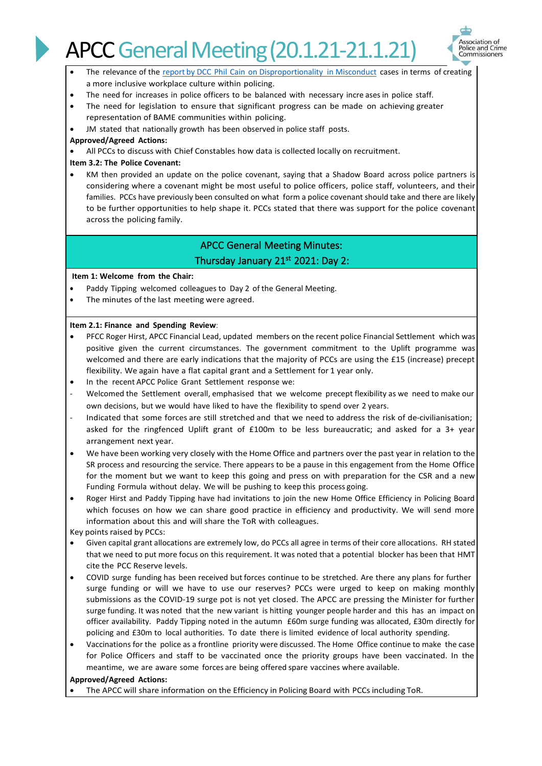- The relevance of the [report by DCC Phil Cain on Disproportionality in Misconduct]() cases in terms of creating a more inclusive workplace culture within policing.
- The need for increases in police officers to be balanced with necessary increases in police staff.
- The need for legislation to ensure that significant progress can be made on achieving greater representation of BAME communities within policing.
- JM stated that nationally growth has been observed in police staff posts.

**Approved/Agreed Actions:**

- All PCCs to discuss with Chief Constables how data is collected locally on recruitment.

**Item 3.2: The Police Covenant:**

- KM then provided an update on the police covenant, saying that a Shadow Board across police partners is considering where a covenant might be most useful to police officers, police staff, volunteers, and their families. PCCs have previously been consulted on what form a police covenant should take and there are likely to be further opportunities to help shape it. PCCs stated that there was support for the police covenant across the policing family.

## APCC General Meeting Minutes: Thursday January 21st 2021: Day 2:

**Item 1: Welcome from the Chair:**

- Paddy Tipping welcomed colleagues to Day 2 of the General Meeting.
- The minutes of the last meeting were agreed.

**Item 2.1: Finance and Spending Review**:

- PFCC Roger Hirst, APCC Financial Lead, updated members on the recent police Financial Settlement which was positive given the current circumstances. The government commitment to the Uplift programme was welcomed and there are early indications that the majority of PCCs are using the £15 (increase) precept flexibility. We again have a flat capital grant and a Settlement for 1 year only.
- In the recent APCC Police Grant Settlement response we:
  - Welcomed the Settlement overall, emphasised that we welcome precept flexibility as we need to make our own decisions, but we would have liked to have the flexibility to spend over 2 years.
  - Indicated that some forces are still stretched and that we need to address the risk of de-civilianisation; asked for the ringfenced Uplift grant of £100m to be less bureaucratic; and asked for a 3+ year arrangement next year.
- We have been working very closely with the Home Office and partners over the past year in relation to the SR process and resourcing the service. There appears to be a pause in this engagement from the Home Office for the moment but we want to keep this going and press on with preparation for the CSR and a new Funding Formula without delay. We will be pushing to keep this process going.
- Roger Hirst and Paddy Tipping have had invitations to join the new Home Office Efficiency in Policing Board which focuses on how we can share good practice in efficiency and productivity. We will send more information about this and will share the ToR with colleagues.

Key points raised by PCCs:

- Given capital grant allocations are extremely low, do PCCs all agree in terms of their core allocations. RH stated that we need to put more focus on this requirement. It was noted that a potential blocker has been that HMT cite the PCC Reserve levels.
- COVID surge funding has been received but forces continue to be stretched. Are there any plans for further surge funding or will we have to use our reserves? PCCs were urged to keep on making monthly submissions as the COVID-19 surge pot is not yet closed. The APCC are pressing the Minister for further surge funding. It was noted that the new variant is hitting younger people harder and this has an impact on officer availability. Paddy Tipping noted in the autumn £60m surge funding was allocated, £30m directly for policing and £30m to local authorities. To date there is limited evidence of local authority spending.
- Vaccinations for the police as a frontline priority were discussed. The Home Office continue to make the case for Police Officers and staff to be vaccinated once the priority groups have been vaccinated. In the meantime, we are aware some forces are being offered spare vaccines where available.

**Approved/Agreed Actions:**

- The APCC will share information on the Efficiency in Policing Board with PCCs including ToR.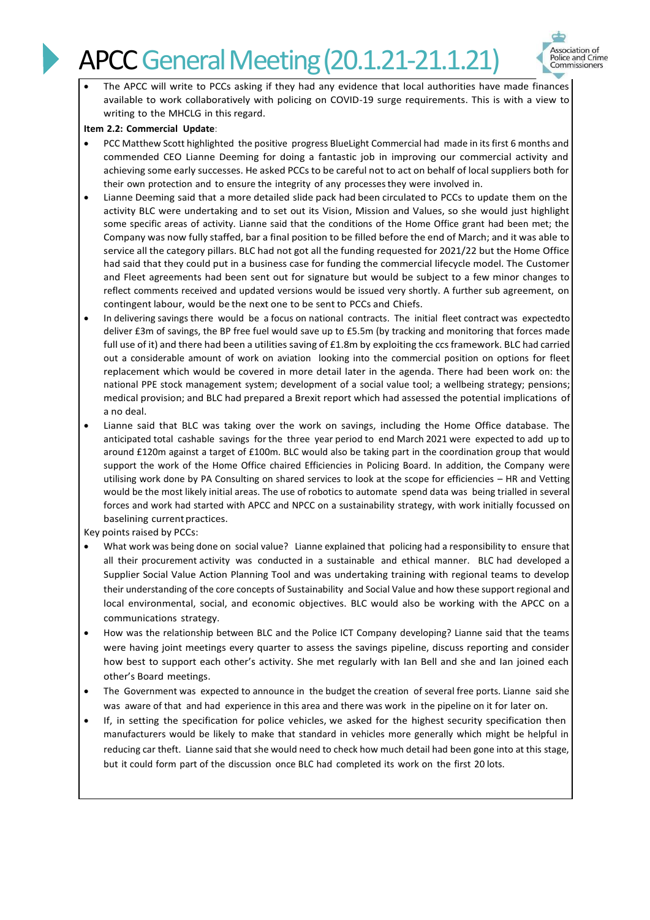- The APCC will write to PCCs asking if they had any evidence that local authorities have made finances available to work collaboratively with policing on COVID-19 surge requirements. This is with a view to writing to the MHCLG in this regard.

**Item 2.2: Commercial Update**:

- PCC Matthew Scott highlighted the positive progress BlueLight Commercial had made in its first 6 months and commended CEO Lianne Deeming for doing a fantastic job in improving our commercial activity and achieving some early successes. He asked PCCs to be careful not to act on behalf of local suppliers both for their own protection and to ensure the integrity of any processes they were involved in.
- Lianne Deeming said that a more detailed slide pack had been circulated to PCCs to update them on the activity BLC were undertaking and to set out its Vision, Mission and Values, so she would just highlight some specific areas of activity. Lianne said that the conditions of the Home Office grant had been met; the Company was now fully staffed, bar a final position to be filled before the end of March; and it was able to service all the category pillars. BLC had not got all the funding requested for 2021/22 but the Home Office had said that they could put in a business case for funding the commercial lifecycle model. The Customer and Fleet agreements had been sent out for signature but would be subject to a few minor changes to reflect comments received and updated versions would be issued very shortly. A further sub agreement, on contingent labour, would be the next one to be sent to PCCs and Chiefs.
- In delivering savings there would be a focus on national contracts. The initial fleet contract was expectedto deliver £3m of savings, the BP free fuel would save up to £5.5m (by tracking and monitoring that forces made full use of it) and there had been a utilities saving of £1.8m by exploiting the ccs framework. BLC had carried out a considerable amount of work on aviation looking into the commercial position on options for fleet replacement which would be covered in more detail later in the agenda. There had been work on: the national PPE stock management system; development of a social value tool; a wellbeing strategy; pensions; medical provision; and BLC had prepared a Brexit report which had assessed the potential implications of a no deal.
- Lianne said that BLC was taking over the work on savings, including the Home Office database. The anticipated total cashable savings for the three year period to end March 2021 were expected to add up to around £120m against a target of £100m. BLC would also be taking part in the coordination group that would support the work of the Home Office chaired Efficiencies in Policing Board. In addition, the Company were utilising work done by PA Consulting on shared services to look at the scope for efficiencies – HR and Vetting would be the most likely initial areas. The use of robotics to automate spend data was being trialled in several forces and work had started with APCC and NPCC on a sustainability strategy, with work initially focussed on baselining current practices.

Key points raised by PCCs:

- What work was being done on social value? Lianne explained that policing had a responsibility to ensure that all their procurement activity was conducted in a sustainable and ethical manner. BLC had developed a Supplier Social Value Action Planning Tool and was undertaking training with regional teams to develop their understanding of the core concepts of Sustainability and Social Value and how these support regional and local environmental, social, and economic objectives. BLC would also be working with the APCC on a communications strategy.
- How was the relationship between BLC and the Police ICT Company developing? Lianne said that the teams were having joint meetings every quarter to assess the savings pipeline, discuss reporting and consider how best to support each other's activity. She met regularly with Ian Bell and she and Ian joined each other's Board meetings.
- The Government was expected to announce in the budget the creation of several free ports. Lianne said she was aware of that and had experience in this area and there was work in the pipeline on it for later on.
- If, in setting the specification for police vehicles, we asked for the highest security specification then manufacturers would be likely to make that standard in vehicles more generally which might be helpful in reducing car theft. Lianne said that she would need to check how much detail had been gone into at this stage, but it could form part of the discussion once BLC had completed its work on the first 20 lots.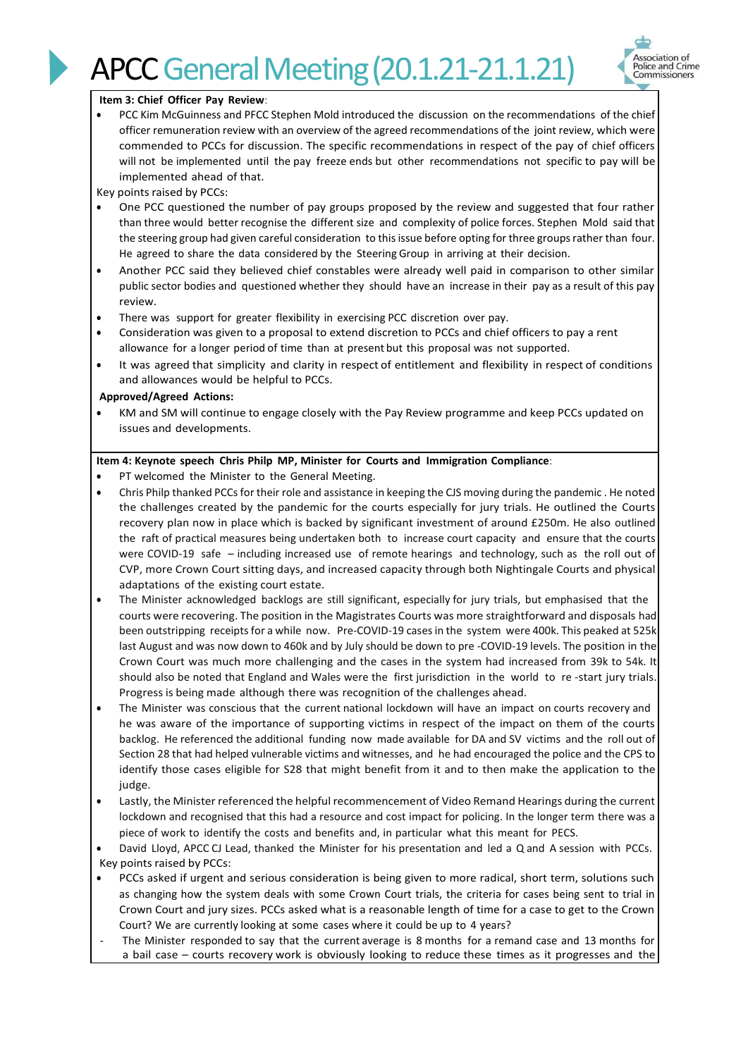**Item 3: Chief Officer Pay Review**:

- PCC Kim McGuinness and PFCC Stephen Mold introduced the discussion on the recommendations of the chief officer remuneration review with an overview of the agreed recommendations of the joint review, which were commended to PCCs for discussion. The specific recommendations in respect of the pay of chief officers will not be implemented until the pay freeze ends but other recommendations not specific to pay will be implemented ahead of that.

Key points raised by PCCs:

- One PCC questioned the number of pay groups proposed by the review and suggested that four rather than three would better recognise the different size and complexity of police forces. Stephen Mold said that the steering group had given careful consideration to this issue before opting for three groups rather than four. He agreed to share the data considered by the Steering Group in arriving at their decision.
- Another PCC said they believed chief constables were already well paid in comparison to other similar public sector bodies and questioned whether they should have an increase in their pay as a result of this pay review.
- There was support for greater flexibility in exercising PCC discretion over pay.
- Consideration was given to a proposal to extend discretion to PCCs and chief officers to pay a rent allowance for a longer period of time than at present but this proposal was not supported.
- It was agreed that simplicity and clarity in respect of entitlement and flexibility in respect of conditions and allowances would be helpful to PCCs.

**Approved/Agreed Actions:**

- KM and SM will continue to engage closely with the Pay Review programme and keep PCCs updated on issues and developments.

**Item 4: Keynote speech Chris Philp MP, Minister for Courts and Immigration Compliance**:

- PT welcomed the Minister to the General Meeting.
- Chris Philp thanked PCCs for their role and assistance in keeping the CJS moving during the pandemic . He noted the challenges created by the pandemic for the courts especially for jury trials. He outlined the Courts recovery plan now in place which is backed by significant investment of around £250m. He also outlined the raft of practical measures being undertaken both to increase court capacity and ensure that the courts were COVID-19 safe – including increased use of remote hearings and technology, such as the roll out of CVP, more Crown Court sitting days, and increased capacity through both Nightingale Courts and physical adaptations of the existing court estate.
- The Minister acknowledged backlogs are still significant, especially for jury trials, but emphasised that the courts were recovering. The position in the Magistrates Courts was more straightforward and disposals had been outstripping receipts for a while now. Pre-COVID-19 cases in the system were 400k. This peaked at 525k last August and was now down to 460k and by July should be down to pre -COVID-19 levels. The position in the Crown Court was much more challenging and the cases in the system had increased from 39k to 54k. It should also be noted that England and Wales were the first jurisdiction in the world to re -start jury trials. Progress is being made although there was recognition of the challenges ahead.
- The Minister was conscious that the current national lockdown will have an impact on courts recovery and he was aware of the importance of supporting victims in respect of the impact on them of the courts backlog. He referenced the additional funding now made available for DA and SV victims and the roll out of Section 28 that had helped vulnerable victims and witnesses, and he had encouraged the police and the CPS to identify those cases eligible for S28 that might benefit from it and to then make the application to the judge.
- Lastly, the Minister referenced the helpful recommencement of Video Remand Hearings during the current lockdown and recognised that this had a resource and cost impact for policing. In the longer term there was a piece of work to identify the costs and benefits and, in particular what this meant for PECS.
- David Lloyd, APCC CJ Lead, thanked the Minister for his presentation and led a Q and A session with PCCs.

Key points raised by PCCs:

- PCCs asked if urgent and serious consideration is being given to more radical, short term, solutions such as changing how the system deals with some Crown Court trials, the criteria for cases being sent to trial in Crown Court and jury sizes. PCCs asked what is a reasonable length of time for a case to get to the Crown Court? We are currently looking at some cases where it could be up to 4 years?
  - The Minister responded to say that the current average is 8 months for a remand case and 13 months for a bail case – courts recovery work is obviously looking to reduce these times as it progresses and the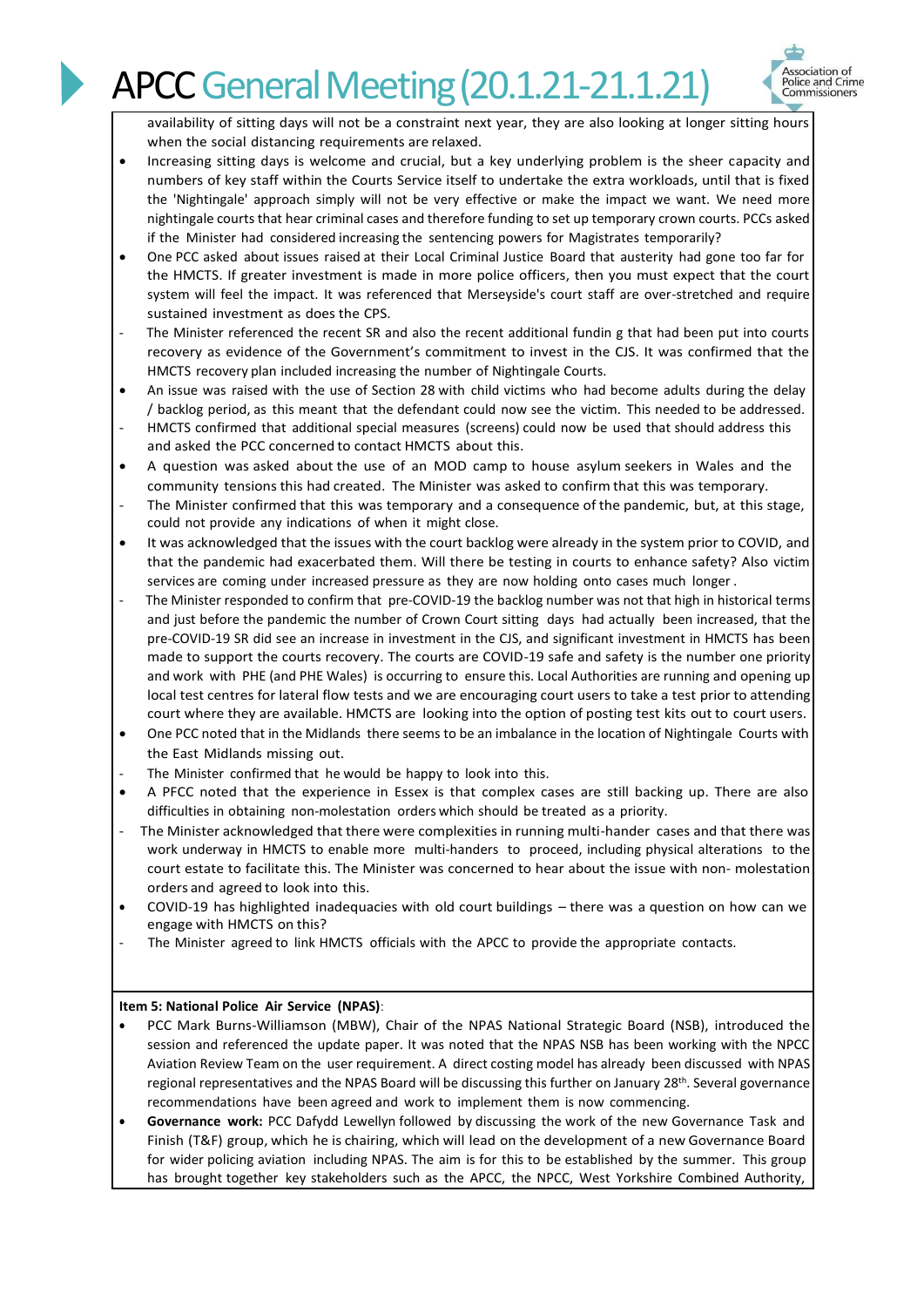availability of sitting days will not be a constraint next year, they are also looking at longer sitting hours when the social distancing requirements are relaxed.

- Increasing sitting days is welcome and crucial, but a key underlying problem is the sheer capacity and numbers of key staff within the Courts Service itself to undertake the extra workloads, until that is fixed the 'Nightingale' approach simply will not be very effective or make the impact we want. We need more nightingale courts that hear criminal cases and therefore funding to set up temporary crown courts. PCCs asked if the Minister had considered increasing the sentencing powers for Magistrates temporarily?
- One PCC asked about issues raised at their Local Criminal Justice Board that austerity had gone too far for the HMCTS. If greater investment is made in more police officers, then you must expect that the court system will feel the impact. It was referenced that Merseyside's court staff are over-stretched and require sustained investment as does the CPS.
  - The Minister referenced the recent SR and also the recent additional fundin g that had been put into courts recovery as evidence of the Government's commitment to invest in the CJS. It was confirmed that the HMCTS recovery plan included increasing the number of Nightingale Courts.
- An issue was raised with the use of Section 28 with child victims who had become adults during the delay / backlog period, as this meant that the defendant could now see the victim. This needed to be addressed.
  - HMCTS confirmed that additional special measures (screens) could now be used that should address this and asked the PCC concerned to contact HMCTS about this.
- A question was asked about the use of an MOD camp to house asylum seekers in Wales and the community tensions this had created. The Minister was asked to confirm that this was temporary.
  - The Minister confirmed that this was temporary and a consequence of the pandemic, but, at this stage, could not provide any indications of when it might close.
- It was acknowledged that the issues with the court backlog were already in the system prior to COVID, and that the pandemic had exacerbated them. Will there be testing in courts to enhance safety? Also victim services are coming under increased pressure as they are now holding onto cases much longer .
  - The Minister responded to confirm that pre-COVID-19 the backlog number was not that high in historical terms and just before the pandemic the number of Crown Court sitting days had actually been increased, that the pre-COVID-19 SR did see an increase in investment in the CJS, and significant investment in HMCTS has been made to support the courts recovery. The courts are COVID-19 safe and safety is the number one priority and work with PHE (and PHE Wales) is occurring to ensure this. Local Authorities are running and opening up local test centres for lateral flow tests and we are encouraging court users to take a test prior to attending court where they are available. HMCTS are looking into the option of posting test kits out to court users.
- One PCC noted that in the Midlands there seems to be an imbalance in the location of Nightingale Courts with the East Midlands missing out.
  - The Minister confirmed that he would be happy to look into this.
- A PFCC noted that the experience in Essex is that complex cases are still backing up. There are also difficulties in obtaining non-molestation orders which should be treated as a priority.
  - The Minister acknowledged that there were complexities in running multi-hander cases and that there was work underway in HMCTS to enable more multi-handers to proceed, including physical alterations to the court estate to facilitate this. The Minister was concerned to hear about the issue with non- molestation orders and agreed to look into this.
- COVID-19 has highlighted inadequacies with old court buildings – there was a question on how can we engage with HMCTS on this?
  - The Minister agreed to link HMCTS officials with the APCC to provide the appropriate contacts.

**Item 5: National Police Air Service (NPAS)**:

- PCC Mark Burns-Williamson (MBW), Chair of the NPAS National Strategic Board (NSB), introduced the session and referenced the update paper. It was noted that the NPAS NSB has been working with the NPCC Aviation Review Team on the user requirement. A direct costing model has already been discussed with NPAS regional representatives and the NPAS Board will be discussing this further on January 28th. Several governance recommendations have been agreed and work to implement them is now commencing.
- **Governance work:** PCC Dafydd Lewellyn followed by discussing the work of the new Governance Task and Finish (T&F) group, which he is chairing, which will lead on the development of a new Governance Board for wider policing aviation including NPAS. The aim is for this to be established by the summer. This group has brought together key stakeholders such as the APCC, the NPCC, West Yorkshire Combined Authority,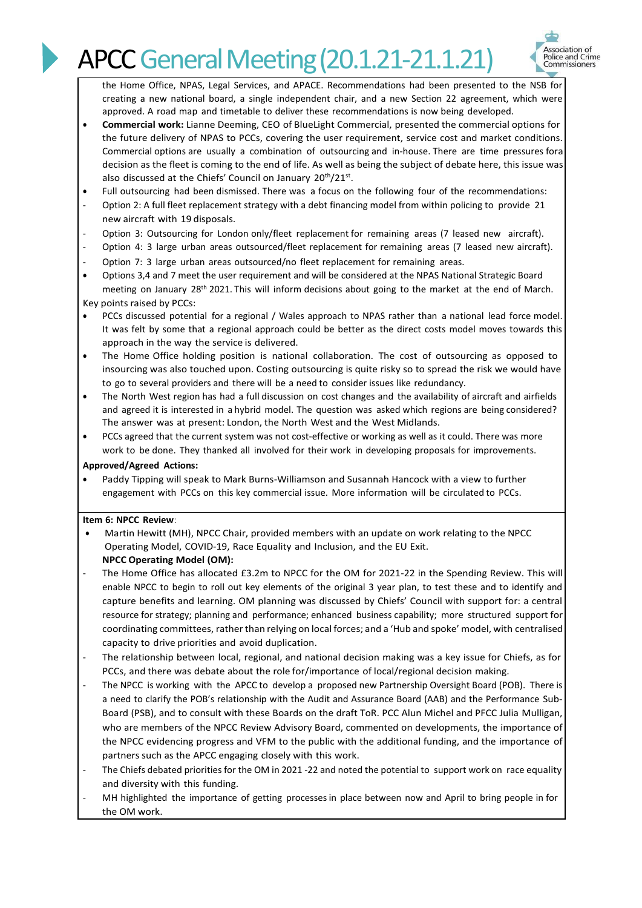the Home Office, NPAS, Legal Services, and APACE. Recommendations had been presented to the NSB for creating a new national board, a single independent chair, and a new Section 22 agreement, which were approved. A road map and timetable to deliver these recommendations is now being developed.

- **Commercial work:** Lianne Deeming, CEO of BlueLight Commercial, presented the commercial options for the future delivery of NPAS to PCCs, covering the user requirement, service cost and market conditions. Commercial options are usually a combination of outsourcing and in-house. There are time pressures for a decision as the fleet is coming to the end of life. As well as being the subject of debate here, this issue was also discussed at the Chiefs' Council on January 20th/21st.
- Full outsourcing had been dismissed. There was a focus on the following four of the recommendations:
  - Option 2: A full fleet replacement strategy with a debt financing model from within policing to provide 21 new aircraft with 19 disposals.
  - Option 3: Outsourcing for London only/fleet replacement for remaining areas (7 leased new aircraft).
  - Option 4: 3 large urban areas outsourced/fleet replacement for remaining areas (7 leased new aircraft).
  - Option 7: 3 large urban areas outsourced/no fleet replacement for remaining areas.
- Options 3,4 and 7 meet the user requirement and will be considered at the NPAS National Strategic Board meeting on January 28th 2021. This will inform decisions about going to the market at the end of March.

Key points raised by PCCs:

- PCCs discussed potential for a regional / Wales approach to NPAS rather than a national lead force model. It was felt by some that a regional approach could be better as the direct costs model moves towards this approach in the way the service is delivered.
- The Home Office holding position is national collaboration. The cost of outsourcing as opposed to insourcing was also touched upon. Costing outsourcing is quite risky so to spread the risk we would have to go to several providers and there will be a need to consider issues like redundancy.
- The North West region has had a full discussion on cost changes and the availability of aircraft and airfields and agreed it is interested in a hybrid model. The question was asked which regions are being considered? The answer was at present: London, the North West and the West Midlands.
- PCCs agreed that the current system was not cost-effective or working as well as it could. There was more work to be done. They thanked all involved for their work in developing proposals for improvements.

**Approved/Agreed Actions:**

- Paddy Tipping will speak to Mark Burns-Williamson and Susannah Hancock with a view to further engagement with PCCs on this key commercial issue. More information will be circulated to PCCs.

**Item 6: NPCC Review**:

- Martin Hewitt (MH), NPCC Chair, provided members with an update on work relating to the NPCC Operating Model, COVID-19, Race Equality and Inclusion, and the EU Exit.

**NPCC Operating Model (OM):**

- The Home Office has allocated £3.2m to NPCC for the OM for 2021-22 in the Spending Review. This will enable NPCC to begin to roll out key elements of the original 3 year plan, to test these and to identify and capture benefits and learning. OM planning was discussed by Chiefs' Council with support for: a central resource for strategy; planning and performance; enhanced business capability; more structured support for coordinating committees, rather than relying on local forces; and a 'Hub and spoke' model, with centralised capacity to drive priorities and avoid duplication.
- The relationship between local, regional, and national decision making was a key issue for Chiefs, as for PCCs, and there was debate about the role for/importance of local/regional decision making.
- The NPCC is working with the APCC to develop a proposed new Partnership Oversight Board (POB). There is a need to clarify the POB's relationship with the Audit and Assurance Board (AAB) and the Performance Sub-Board (PSB), and to consult with these Boards on the draft ToR. PCC Alun Michel and PFCC Julia Mulligan, who are members of the NPCC Review Advisory Board, commented on developments, the importance of the NPCC evidencing progress and VFM to the public with the additional funding, and the importance of partners such as the APCC engaging closely with this work.
- The Chiefs debated priorities for the OM in 2021 -22 and noted the potential to support work on race equality and diversity with this funding.
- MH highlighted the importance of getting processes in place between now and April to bring people in for the OM work.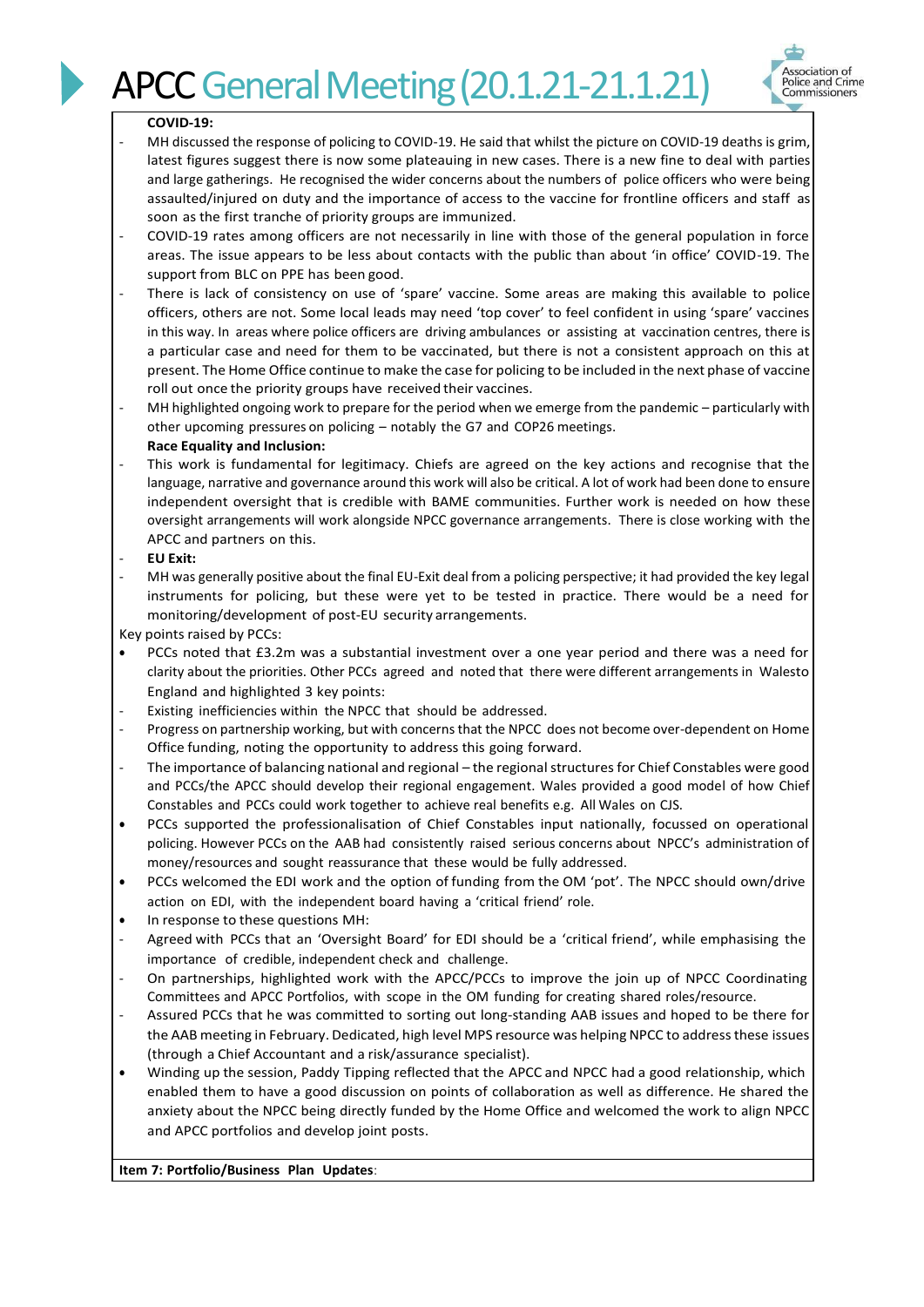# APCC General Meeting (20.1.21-21.1.21)

**COVID-19:**

- MH discussed the response of policing to COVID-19. He said that whilst the picture on COVID-19 deaths is grim, latest figures suggest there is now some plateauing in new cases. There is a new fine to deal with parties and large gatherings. He recognised the wider concerns about the numbers of police officers who were being assaulted/injured on duty and the importance of access to the vaccine for frontline officers and staff as soon as the first tranche of priority groups are immunized.
- COVID-19 rates among officers are not necessarily in line with those of the general population in force areas. The issue appears to be less about contacts with the public than about 'in office' COVID-19. The support from BLC on PPE has been good.
- There is lack of consistency on use of 'spare' vaccine. Some areas are making this available to police officers, others are not. Some local leads may need 'top cover' to feel confident in using 'spare' vaccines in this way. In areas where police officers are driving ambulances or assisting at vaccination centres, there is a particular case and need for them to be vaccinated, but there is not a consistent approach on this at present. The Home Office continue to make the case for policing to be included in the next phase of vaccine roll out once the priority groups have received their vaccines.
- MH highlighted ongoing work to prepare for the period when we emerge from the pandemic – particularly with other upcoming pressures on policing – notably the G7 and COP26 meetings.

**Race Equality and Inclusion:**

- This work is fundamental for legitimacy. Chiefs are agreed on the key actions and recognise that the language, narrative and governance around this work will also be critical. A lot of work had been done to ensure independent oversight that is credible with BAME communities. Further work is needed on how these oversight arrangements will work alongside NPCC governance arrangements. There is close working with the APCC and partners on this.
- **EU Exit:**
- MH was generally positive about the final EU-Exit deal from a policing perspective; it had provided the key legal instruments for policing, but these were yet to be tested in practice. There would be a need for monitoring/development of post-EU security arrangements.

Key points raised by PCCs:

- PCCs noted that £3.2m was a substantial investment over a one year period and there was a need for clarity about the priorities. Other PCCs agreed and noted that there were different arrangements in Walesto England and highlighted 3 key points:
  - Existing inefficiencies within the NPCC that should be addressed.
  - Progress on partnership working, but with concerns that the NPCC does not become over-dependent on Home Office funding, noting the opportunity to address this going forward.
  - The importance of balancing national and regional – the regional structures for Chief Constables were good and PCCs/the APCC should develop their regional engagement. Wales provided a good model of how Chief Constables and PCCs could work together to achieve real benefits e.g. All Wales on CJS.
- PCCs supported the professionalisation of Chief Constables input nationally, focussed on operational policing. However PCCs on the AAB had consistently raised serious concerns about NPCC's administration of money/resources and sought reassurance that these would be fully addressed.
- PCCs welcomed the EDI work and the option of funding from the OM 'pot'. The NPCC should own/drive action on EDI, with the independent board having a 'critical friend' role.
- In response to these questions MH:
  - Agreed with PCCs that an 'Oversight Board' for EDI should be a 'critical friend', while emphasising the importance of credible, independent check and challenge.
  - On partnerships, highlighted work with the APCC/PCCs to improve the join up of NPCC Coordinating Committees and APCC Portfolios, with scope in the OM funding for creating shared roles/resource.
  - Assured PCCs that he was committed to sorting out long-standing AAB issues and hoped to be there for the AAB meeting in February. Dedicated, high level MPS resource was helping NPCC to address these issues (through a Chief Accountant and a risk/assurance specialist).
- Winding up the session, Paddy Tipping reflected that the APCC and NPCC had a good relationship, which enabled them to have a good discussion on points of collaboration as well as difference. He shared the anxiety about the NPCC being directly funded by the Home Office and welcomed the work to align NPCC and APCC portfolios and develop joint posts.

**Item 7: Portfolio/Business Plan Updates**: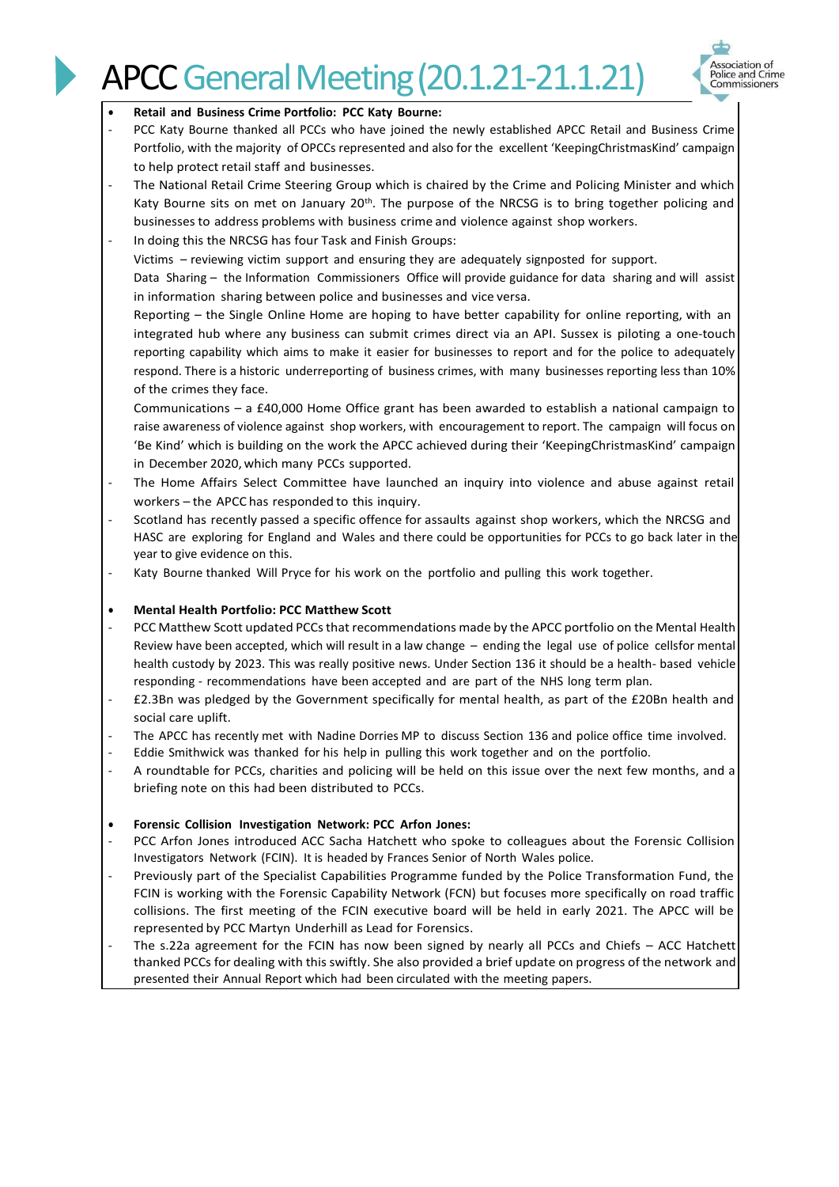- **Retail and Business Crime Portfolio: PCC Katy Bourne:**
  - PCC Katy Bourne thanked all PCCs who have joined the newly established APCC Retail and Business Crime Portfolio, with the majority of OPCCs represented and also for the excellent 'KeepingChristmasKind' campaign to help protect retail staff and businesses.
  - The National Retail Crime Steering Group which is chaired by the Crime and Policing Minister and which Katy Bourne sits on met on January 20th. The purpose of the NRCSG is to bring together policing and businesses to address problems with business crime and violence against shop workers.
  - In doing this the NRCSG has four Task and Finish Groups:

    Victims – reviewing victim support and ensuring they are adequately signposted for support.

    Data Sharing – the Information Commissioners Office will provide guidance for data sharing and will assist in information sharing between police and businesses and vice versa.

    Reporting – the Single Online Home are hoping to have better capability for online reporting, with an integrated hub where any business can submit crimes direct via an API. Sussex is piloting a one-touch reporting capability which aims to make it easier for businesses to report and for the police to adequately respond. There is a historic underreporting of business crimes, with many businesses reporting less than 10% of the crimes they face.

    Communications – a £40,000 Home Office grant has been awarded to establish a national campaign to raise awareness of violence against shop workers, with encouragement to report. The campaign will focus on 'Be Kind' which is building on the work the APCC achieved during their 'KeepingChristmasKind' campaign in December 2020, which many PCCs supported.
  - The Home Affairs Select Committee have launched an inquiry into violence and abuse against retail workers – the APCC has responded to this inquiry.
  - Scotland has recently passed a specific offence for assaults against shop workers, which the NRCSG and HASC are exploring for England and Wales and there could be opportunities for PCCs to go back later in the year to give evidence on this.
  - Katy Bourne thanked Will Pryce for his work on the portfolio and pulling this work together.

- **Mental Health Portfolio: PCC Matthew Scott**
  - PCC Matthew Scott updated PCCs that recommendations made by the APCC portfolio on the Mental Health Review have been accepted, which will result in a law change – ending the legal use of police cellsfor mental health custody by 2023. This was really positive news. Under Section 136 it should be a health- based vehicle responding - recommendations have been accepted and are part of the NHS long term plan.
  - £2.3Bn was pledged by the Government specifically for mental health, as part of the £20Bn health and social care uplift.
  - The APCC has recently met with Nadine Dorries MP to discuss Section 136 and police office time involved.
  - Eddie Smithwick was thanked for his help in pulling this work together and on the portfolio.
  - A roundtable for PCCs, charities and policing will be held on this issue over the next few months, and a briefing note on this had been distributed to PCCs.

- **Forensic Collision Investigation Network: PCC Arfon Jones:**
  - PCC Arfon Jones introduced ACC Sacha Hatchett who spoke to colleagues about the Forensic Collision Investigators Network (FCIN). It is headed by Frances Senior of North Wales police.
  - Previously part of the Specialist Capabilities Programme funded by the Police Transformation Fund, the FCIN is working with the Forensic Capability Network (FCN) but focuses more specifically on road traffic collisions. The first meeting of the FCIN executive board will be held in early 2021. The APCC will be represented by PCC Martyn Underhill as Lead for Forensics.
  - The s.22a agreement for the FCIN has now been signed by nearly all PCCs and Chiefs – ACC Hatchett thanked PCCs for dealing with this swiftly. She also provided a brief update on progress of the network and presented their Annual Report which had been circulated with the meeting papers.